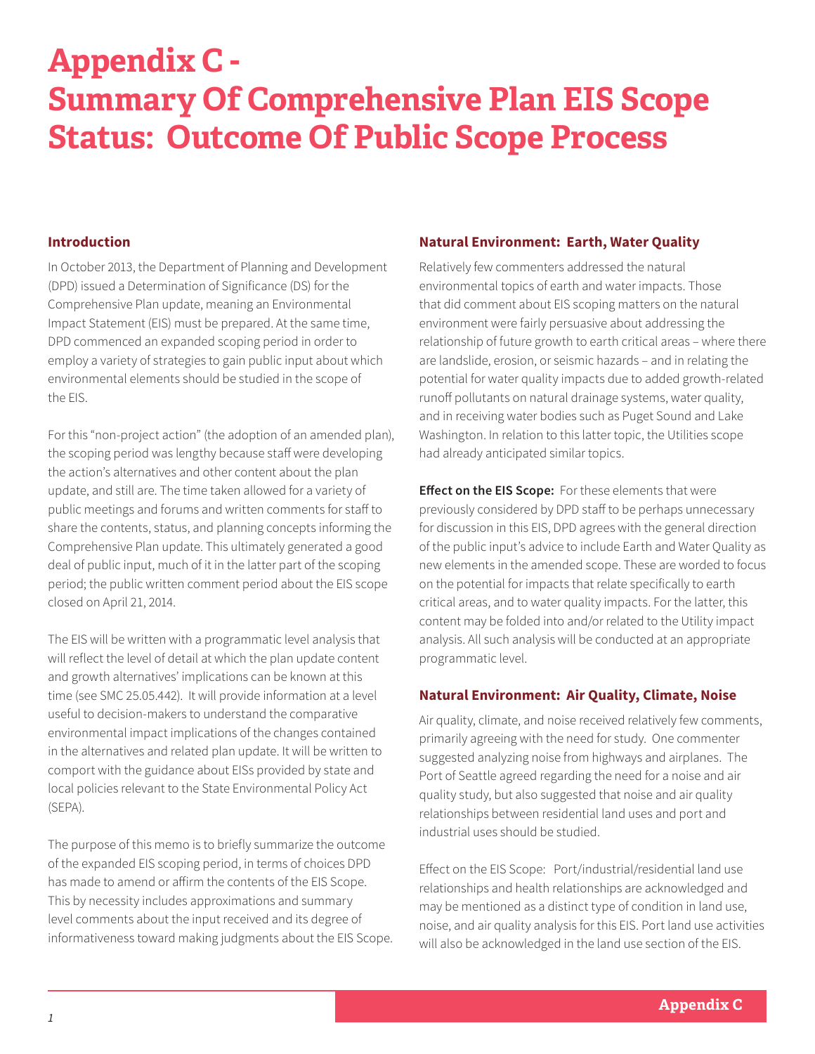# Appendix C - Summary Of Comprehensive Plan EIS Scope Status: Outcome Of Public Scope Process

### Introduction

In October 2013, the Department of Planning and Development (DPD) issued a Determination of Significance (DS) for the Comprehensive Plan update, meaning an Environmental Impact Statement (EIS) must be prepared. At the same time, DPD commenced an expanded scoping period in order to employ a variety of strategies to gain public input about which environmental elements should be studied in the scope of the EIS.

For this "non-project action" (the adoption of an amended plan), the scoping period was lengthy because staff were developing the action's alternatives and other content about the plan update, and still are. The time taken allowed for a variety of public meetings and forums and written comments for staff to share the contents, status, and planning concepts informing the Comprehensive Plan update. This ultimately generated a good deal of public input, much of it in the latter part of the scoping period; the public written comment period about the EIS scope closed on April 21, 2014.

The EIS will be written with a programmatic level analysis that will reflect the level of detail at which the plan update content and growth alternatives' implications can be known at this time (see SMC 25.05.442). It will provide information at a level useful to decision-makers to understand the comparative environmental impact implications of the changes contained in the alternatives and related plan update. It will be written to comport with the guidance about EISs provided by state and local policies relevant to the State Environmental Policy Act (SEPA).

The purpose of this memo is to briefly summarize the outcome of the expanded EIS scoping period, in terms of choices DPD has made to amend or affirm the contents of the EIS Scope. This by necessity includes approximations and summary level comments about the input received and its degree of informativeness toward making judgments about the EIS Scope.

### Natural Environment: Earth, Water Quality

Relatively few commenters addressed the natural environmental topics of earth and water impacts. Those that did comment about EIS scoping matters on the natural environment were fairly persuasive about addressing the relationship of future growth to earth critical areas – where there are landslide, erosion, or seismic hazards – and in relating the potential for water quality impacts due to added growth-related runoff pollutants on natural drainage systems, water quality, and in receiving water bodies such as Puget Sound and Lake Washington. In relation to this latter topic, the Utilities scope had already anticipated similar topics.

**Effect on the EIS Scope:** For these elements that were previously considered by DPD staff to be perhaps unnecessary for discussion in this EIS, DPD agrees with the general direction of the public input's advice to include Earth and Water Quality as new elements in the amended scope. These are worded to focus on the potential for impacts that relate specifically to earth critical areas, and to water quality impacts. For the latter, this content may be folded into and/or related to the Utility impact analysis. All such analysis will be conducted at an appropriate programmatic level.

### Natural Environment: Air Quality, Climate, Noise

Air quality, climate, and noise received relatively few comments, primarily agreeing with the need for study. One commenter suggested analyzing noise from highways and airplanes. The Port of Seattle agreed regarding the need for a noise and air quality study, but also suggested that noise and air quality relationships between residential land uses and port and industrial uses should be studied.

Effect on the EIS Scope: Port/industrial/residential land use relationships and health relationships are acknowledged and may be mentioned as a distinct type of condition in land use, noise, and air quality analysis for this EIS. Port land use activities will also be acknowledged in the land use section of the EIS.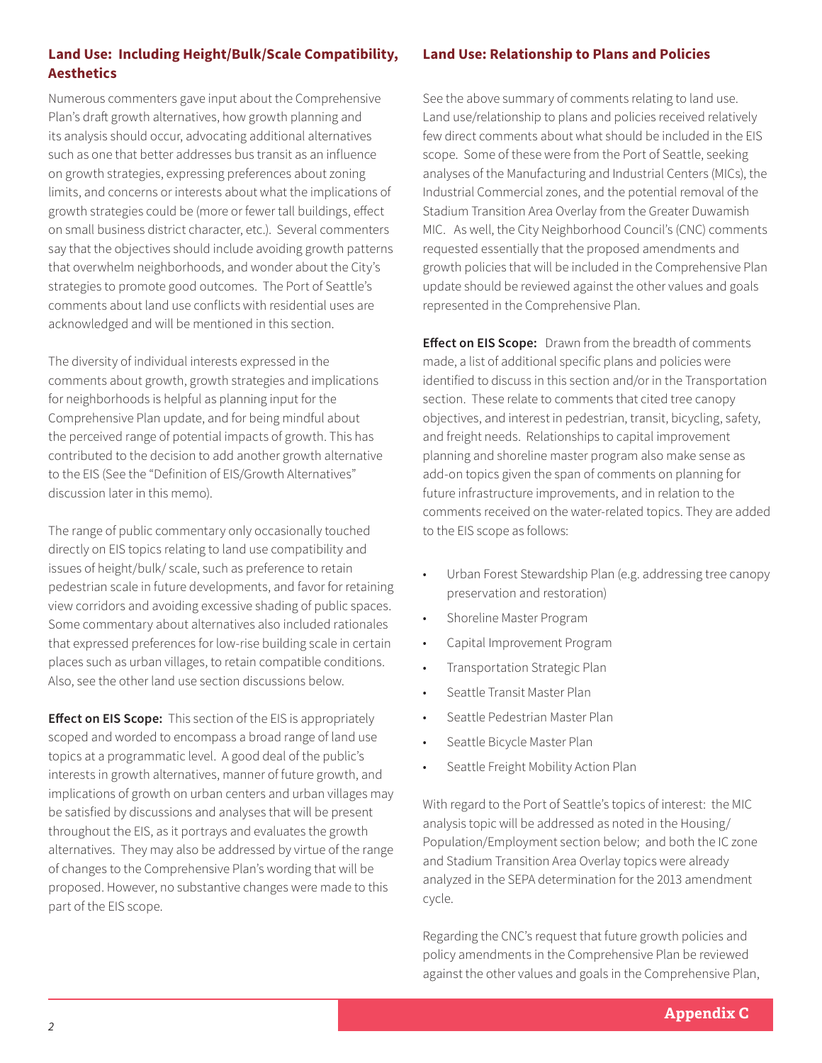### Land Use: Including Height/Bulk/Scale Compatibility, Aesthetics

Numerous commenters gave input about the Comprehensive Plan's draft growth alternatives, how growth planning and its analysis should occur, advocating additional alternatives such as one that better addresses bus transit as an influence on growth strategies, expressing preferences about zoning limits, and concerns or interests about what the implications of growth strategies could be (more or fewer tall buildings, effect on small business district character, etc.). Several commenters say that the objectives should include avoiding growth patterns that overwhelm neighborhoods, and wonder about the City's strategies to promote good outcomes. The Port of Seattle's comments about land use conflicts with residential uses are acknowledged and will be mentioned in this section.

The diversity of individual interests expressed in the comments about growth, growth strategies and implications for neighborhoods is helpful as planning input for the Comprehensive Plan update, and for being mindful about the perceived range of potential impacts of growth. This has contributed to the decision to add another growth alternative to the EIS (See the "Definition of EIS/Growth Alternatives" discussion later in this memo).

The range of public commentary only occasionally touched directly on EIS topics relating to land use compatibility and issues of height/bulk/ scale, such as preference to retain pedestrian scale in future developments, and favor for retaining view corridors and avoiding excessive shading of public spaces. Some commentary about alternatives also included rationales that expressed preferences for low-rise building scale in certain places such as urban villages, to retain compatible conditions. Also, see the other land use section discussions below.

**Effect on EIS Scope:** This section of the EIS is appropriately scoped and worded to encompass a broad range of land use topics at a programmatic level. A good deal of the public's interests in growth alternatives, manner of future growth, and implications of growth on urban centers and urban villages may be satisfied by discussions and analyses that will be present throughout the EIS, as it portrays and evaluates the growth alternatives. They may also be addressed by virtue of the range of changes to the Comprehensive Plan's wording that will be proposed. However, no substantive changes were made to this part of the EIS scope.

### Land Use: Relationship to Plans and Policies

See the above summary of comments relating to land use. Land use/relationship to plans and policies received relatively few direct comments about what should be included in the EIS scope. Some of these were from the Port of Seattle, seeking analyses of the Manufacturing and Industrial Centers (MICs), the Industrial Commercial zones, and the potential removal of the Stadium Transition Area Overlay from the Greater Duwamish MIC. As well, the City Neighborhood Council's (CNC) comments requested essentially that the proposed amendments and growth policies that will be included in the Comprehensive Plan update should be reviewed against the other values and goals represented in the Comprehensive Plan.

**Effect on EIS Scope:** Drawn from the breadth of comments made, a list of additional specific plans and policies were identified to discuss in this section and/or in the Transportation section. These relate to comments that cited tree canopy objectives, and interest in pedestrian, transit, bicycling, safety, and freight needs. Relationships to capital improvement planning and shoreline master program also make sense as add-on topics given the span of comments on planning for future infrastructure improvements, and in relation to the comments received on the water-related topics. They are added to the EIS scope as follows:

- Urban Forest Stewardship Plan (e.g. addressing tree canopy preservation and restoration)
- Shoreline Master Program
- Capital Improvement Program
- Transportation Strategic Plan
- Seattle Transit Master Plan
- Seattle Pedestrian Master Plan
- Seattle Bicycle Master Plan
- Seattle Freight Mobility Action Plan

With regard to the Port of Seattle's topics of interest: the MIC analysis topic will be addressed as noted in the Housing/ Population/Employment section below; and both the IC zone and Stadium Transition Area Overlay topics were already analyzed in the SEPA determination for the 2013 amendment cycle.

Regarding the CNC's request that future growth policies and policy amendments in the Comprehensive Plan be reviewed against the other values and goals in the Comprehensive Plan,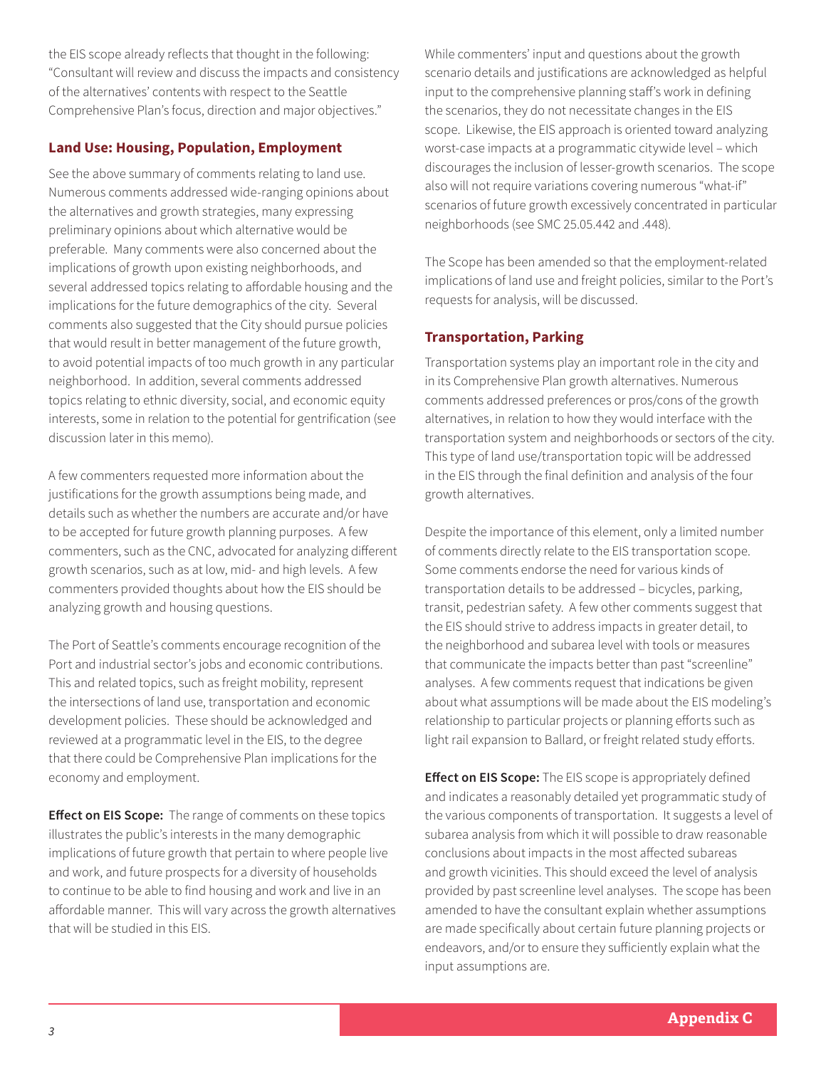the EIS scope already reflects that thought in the following: "Consultant will review and discuss the impacts and consistency of the alternatives' contents with respect to the Seattle Comprehensive Plan's focus, direction and major objectives."

### Land Use: Housing, Population, Employment

See the above summary of comments relating to land use. Numerous comments addressed wide-ranging opinions about the alternatives and growth strategies, many expressing preliminary opinions about which alternative would be preferable. Many comments were also concerned about the implications of growth upon existing neighborhoods, and several addressed topics relating to affordable housing and the implications for the future demographics of the city. Several comments also suggested that the City should pursue policies that would result in better management of the future growth, to avoid potential impacts of too much growth in any particular neighborhood. In addition, several comments addressed topics relating to ethnic diversity, social, and economic equity interests, some in relation to the potential for gentrification (see discussion later in this memo).

A few commenters requested more information about the justifications for the growth assumptions being made, and details such as whether the numbers are accurate and/or have to be accepted for future growth planning purposes. A few commenters, such as the CNC, advocated for analyzing different growth scenarios, such as at low, mid- and high levels. A few commenters provided thoughts about how the EIS should be analyzing growth and housing questions.

The Port of Seattle's comments encourage recognition of the Port and industrial sector's jobs and economic contributions. This and related topics, such as freight mobility, represent the intersections of land use, transportation and economic development policies. These should be acknowledged and reviewed at a programmatic level in the EIS, to the degree that there could be Comprehensive Plan implications for the economy and employment.

**Effect on EIS Scope:** The range of comments on these topics illustrates the public's interests in the many demographic implications of future growth that pertain to where people live and work, and future prospects for a diversity of households to continue to be able to find housing and work and live in an affordable manner. This will vary across the growth alternatives that will be studied in this EIS.

While commenters' input and questions about the growth scenario details and justifications are acknowledged as helpful input to the comprehensive planning staff's work in defining the scenarios, they do not necessitate changes in the EIS scope. Likewise, the EIS approach is oriented toward analyzing worst-case impacts at a programmatic citywide level – which discourages the inclusion of lesser-growth scenarios. The scope also will not require variations covering numerous "what-if" scenarios of future growth excessively concentrated in particular neighborhoods (see SMC 25.05.442 and .448).

The Scope has been amended so that the employment-related implications of land use and freight policies, similar to the Port's requests for analysis, will be discussed.

### Transportation, Parking

Transportation systems play an important role in the city and in its Comprehensive Plan growth alternatives. Numerous comments addressed preferences or pros/cons of the growth alternatives, in relation to how they would interface with the transportation system and neighborhoods or sectors of the city. This type of land use/transportation topic will be addressed in the EIS through the final definition and analysis of the four growth alternatives.

Despite the importance of this element, only a limited number of comments directly relate to the EIS transportation scope. Some comments endorse the need for various kinds of transportation details to be addressed – bicycles, parking, transit, pedestrian safety. A few other comments suggest that the EIS should strive to address impacts in greater detail, to the neighborhood and subarea level with tools or measures that communicate the impacts better than past "screenline" analyses. A few comments request that indications be given about what assumptions will be made about the EIS modeling's relationship to particular projects or planning efforts such as light rail expansion to Ballard, or freight related study efforts.

**Effect on EIS Scope:** The EIS scope is appropriately defined and indicates a reasonably detailed yet programmatic study of the various components of transportation. It suggests a level of subarea analysis from which it will possible to draw reasonable conclusions about impacts in the most affected subareas and growth vicinities. This should exceed the level of analysis provided by past screenline level analyses. The scope has been amended to have the consultant explain whether assumptions are made specifically about certain future planning projects or endeavors, and/or to ensure they sufficiently explain what the input assumptions are.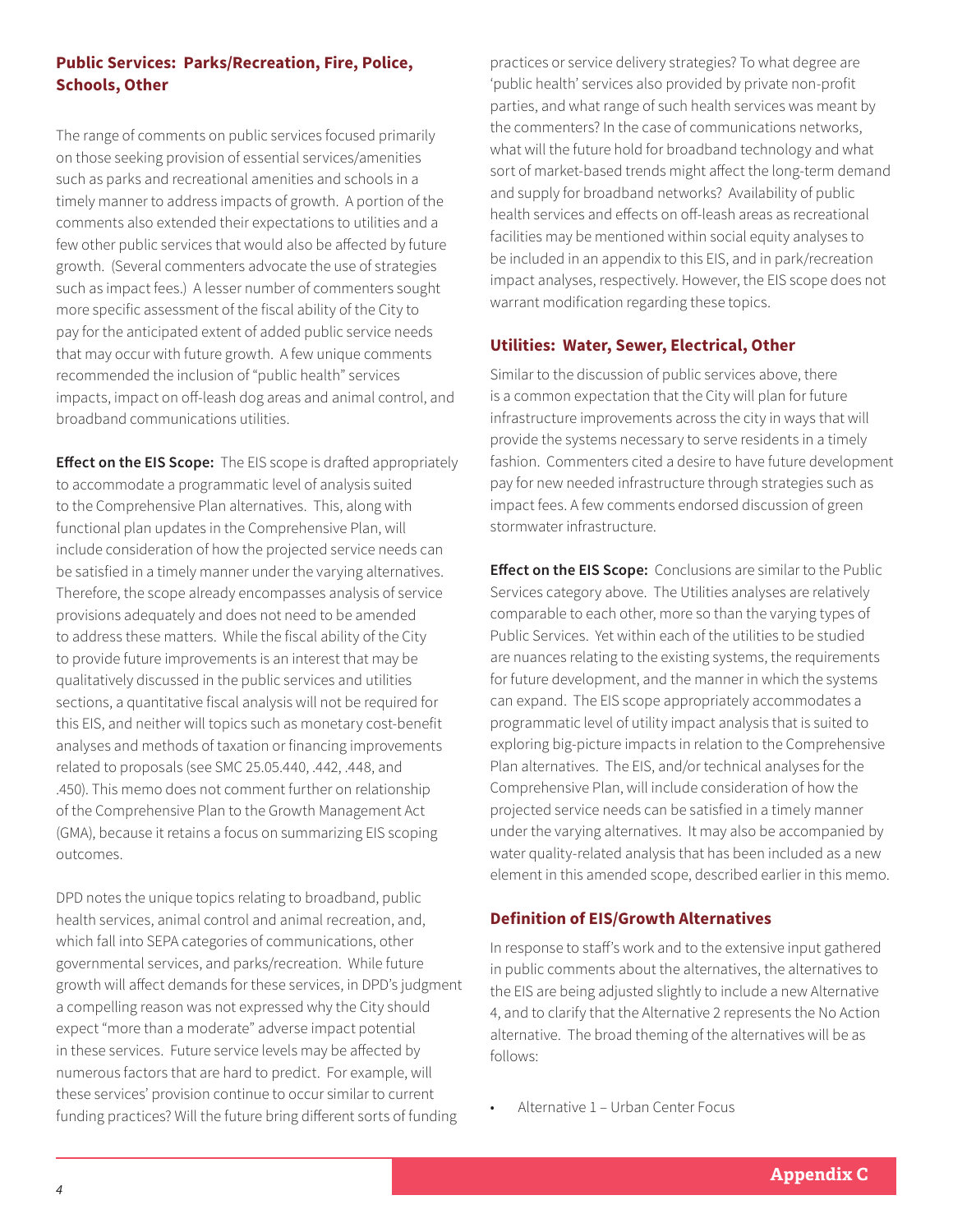### Public Services: Parks/Recreation, Fire, Police, Schools, Other

The range of comments on public services focused primarily on those seeking provision of essential services/amenities such as parks and recreational amenities and schools in a timely manner to address impacts of growth. A portion of the comments also extended their expectations to utilities and a few other public services that would also be affected by future growth. (Several commenters advocate the use of strategies such as impact fees.) A lesser number of commenters sought more specific assessment of the fiscal ability of the City to pay for the anticipated extent of added public service needs that may occur with future growth. A few unique comments recommended the inclusion of "public health" services impacts, impact on off-leash dog areas and animal control, and broadband communications utilities.

**Effect on the EIS Scope:** The EIS scope is drafted appropriately to accommodate a programmatic level of analysis suited to the Comprehensive Plan alternatives. This, along with functional plan updates in the Comprehensive Plan, will include consideration of how the projected service needs can be satisfied in a timely manner under the varying alternatives. Therefore, the scope already encompasses analysis of service provisions adequately and does not need to be amended to address these matters. While the fiscal ability of the City to provide future improvements is an interest that may be qualitatively discussed in the public services and utilities sections, a quantitative fiscal analysis will not be required for this EIS, and neither will topics such as monetary cost-benefit analyses and methods of taxation or financing improvements related to proposals (see SMC 25.05.440, .442, .448, and .450). This memo does not comment further on relationship of the Comprehensive Plan to the Growth Management Act (GMA), because it retains a focus on summarizing EIS scoping outcomes.

DPD notes the unique topics relating to broadband, public health services, animal control and animal recreation, and, which fall into SEPA categories of communications, other governmental services, and parks/recreation. While future growth will affect demands for these services, in DPD's judgment a compelling reason was not expressed why the City should expect "more than a moderate" adverse impact potential in these services. Future service levels may be affected by numerous factors that are hard to predict. For example, will these services' provision continue to occur similar to current funding practices? Will the future bring different sorts of funding practices or service delivery strategies? To what degree are 'public health' services also provided by private non-profit parties, and what range of such health services was meant by the commenters? In the case of communications networks, what will the future hold for broadband technology and what sort of market-based trends might affect the long-term demand and supply for broadband networks? Availability of public health services and effects on off-leash areas as recreational facilities may be mentioned within social equity analyses to be included in an appendix to this EIS, and in park/recreation impact analyses, respectively. However, the EIS scope does not warrant modification regarding these topics.

### Utilities: Water, Sewer, Electrical, Other

Similar to the discussion of public services above, there is a common expectation that the City will plan for future infrastructure improvements across the city in ways that will provide the systems necessary to serve residents in a timely fashion. Commenters cited a desire to have future development pay for new needed infrastructure through strategies such as impact fees. A few comments endorsed discussion of green stormwater infrastructure.

**Effect on the EIS Scope:** Conclusions are similar to the Public Services category above. The Utilities analyses are relatively comparable to each other, more so than the varying types of Public Services. Yet within each of the utilities to be studied are nuances relating to the existing systems, the requirements for future development, and the manner in which the systems can expand. The EIS scope appropriately accommodates a programmatic level of utility impact analysis that is suited to exploring big-picture impacts in relation to the Comprehensive Plan alternatives. The EIS, and/or technical analyses for the Comprehensive Plan, will include consideration of how the projected service needs can be satisfied in a timely manner under the varying alternatives. It may also be accompanied by water quality-related analysis that has been included as a new element in this amended scope, described earlier in this memo.

### Definition of EIS/Growth Alternatives

In response to staff's work and to the extensive input gathered in public comments about the alternatives, the alternatives to the EIS are being adjusted slightly to include a new Alternative 4, and to clarify that the Alternative 2 represents the No Action alternative. The broad theming of the alternatives will be as follows:

- Alternative 1 – Urban Center Focus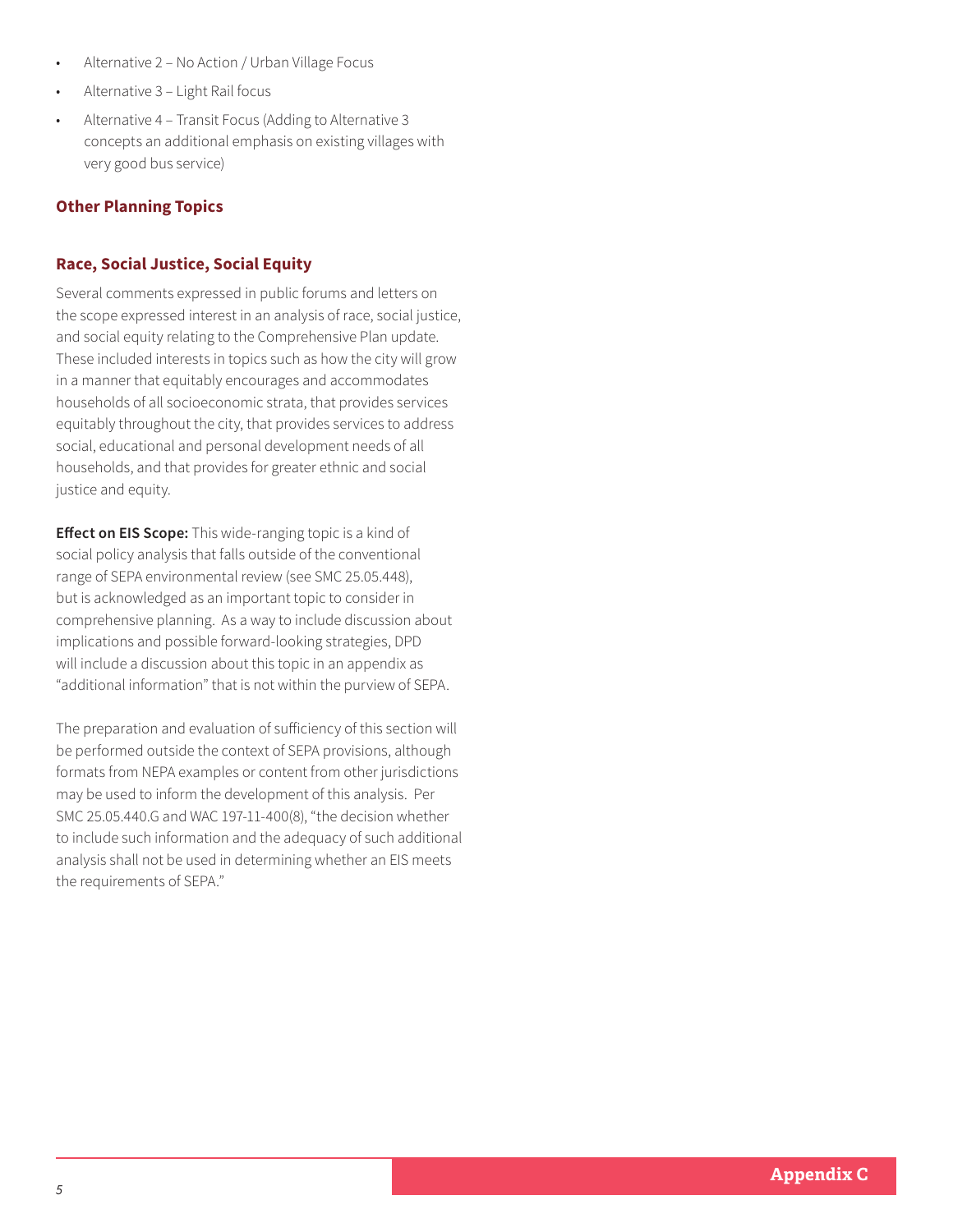- Alternative 2 – No Action / Urban Village Focus
- Alternative 3 – Light Rail focus
- Alternative 4 – Transit Focus (Adding to Alternative 3 concepts an additional emphasis on existing villages with very good bus service)

## Other Planning Topics

### Race, Social Justice, Social Equity

Several comments expressed in public forums and letters on the scope expressed interest in an analysis of race, social justice, and social equity relating to the Comprehensive Plan update. These included interests in topics such as how the city will grow in a manner that equitably encourages and accommodates households of all socioeconomic strata, that provides services equitably throughout the city, that provides services to address social, educational and personal development needs of all households, and that provides for greater ethnic and social justice and equity.

**Effect on EIS Scope:** This wide-ranging topic is a kind of social policy analysis that falls outside of the conventional range of SEPA environmental review (see SMC 25.05.448), but is acknowledged as an important topic to consider in comprehensive planning. As a way to include discussion about implications and possible forward-looking strategies, DPD will include a discussion about this topic in an appendix as "additional information" that is not within the purview of SEPA.

The preparation and evaluation of sufficiency of this section will be performed outside the context of SEPA provisions, although formats from NEPA examples or content from other jurisdictions may be used to inform the development of this analysis. Per SMC 25.05.440.G and WAC 197-11-400(8), "the decision whether to include such information and the adequacy of such additional analysis shall not be used in determining whether an EIS meets the requirements of SEPA."